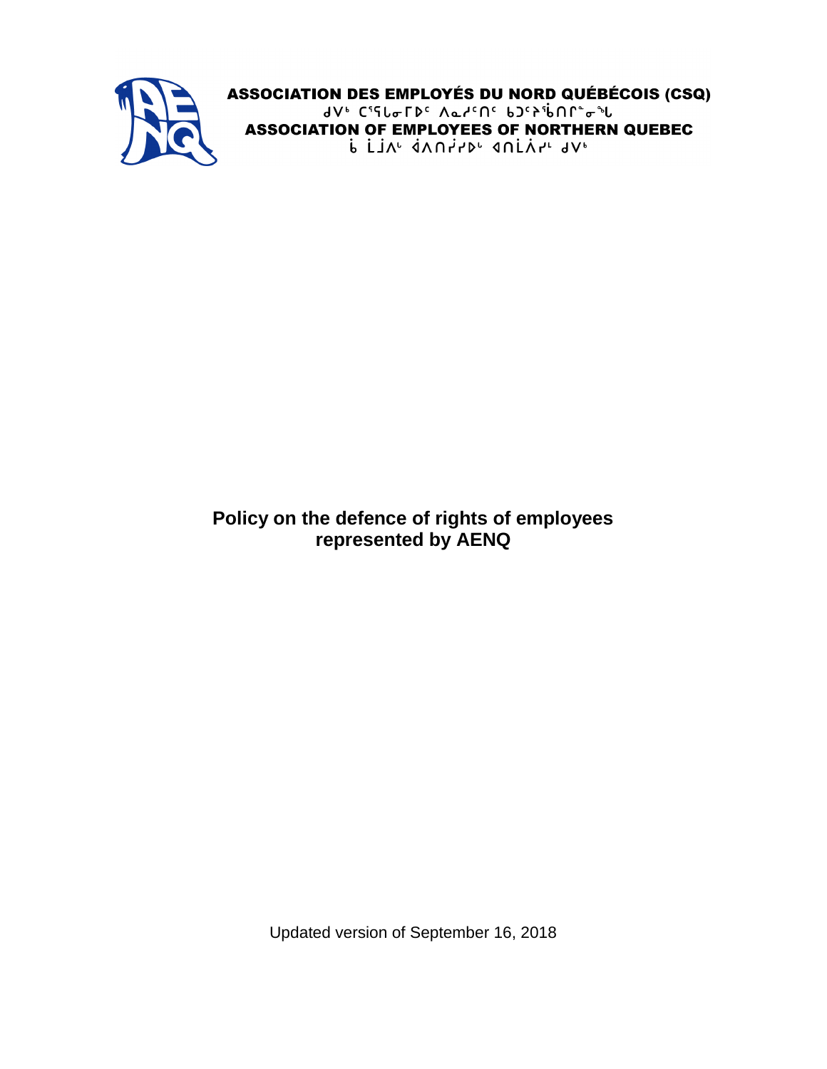**ASSOCIATION DES EMPLOYÉS DU NORD QUÉBÉCOIS (CSQ)**

ᑯᐯᒃ ᑕᕐᕿᓂᒥᐅᑦ ᐱᓇᓱᑦᑎᑦ ᑲᑐᔾᔨᖃᑎᒌᓐᓂᖓ

**ASSOCIATION OF EMPLOYEES OF NORTHERN QUEBEC**

ᑳ ᒫᒨᐱᒡ ᐋᐱᑎᓰᓯᐅᒡ ᐊᑎᒫᐲᓯᒪ ᑯᐯᒃ

# Policy on the defence of rights of employees represented by AENQ

Updated version of September 16, 2018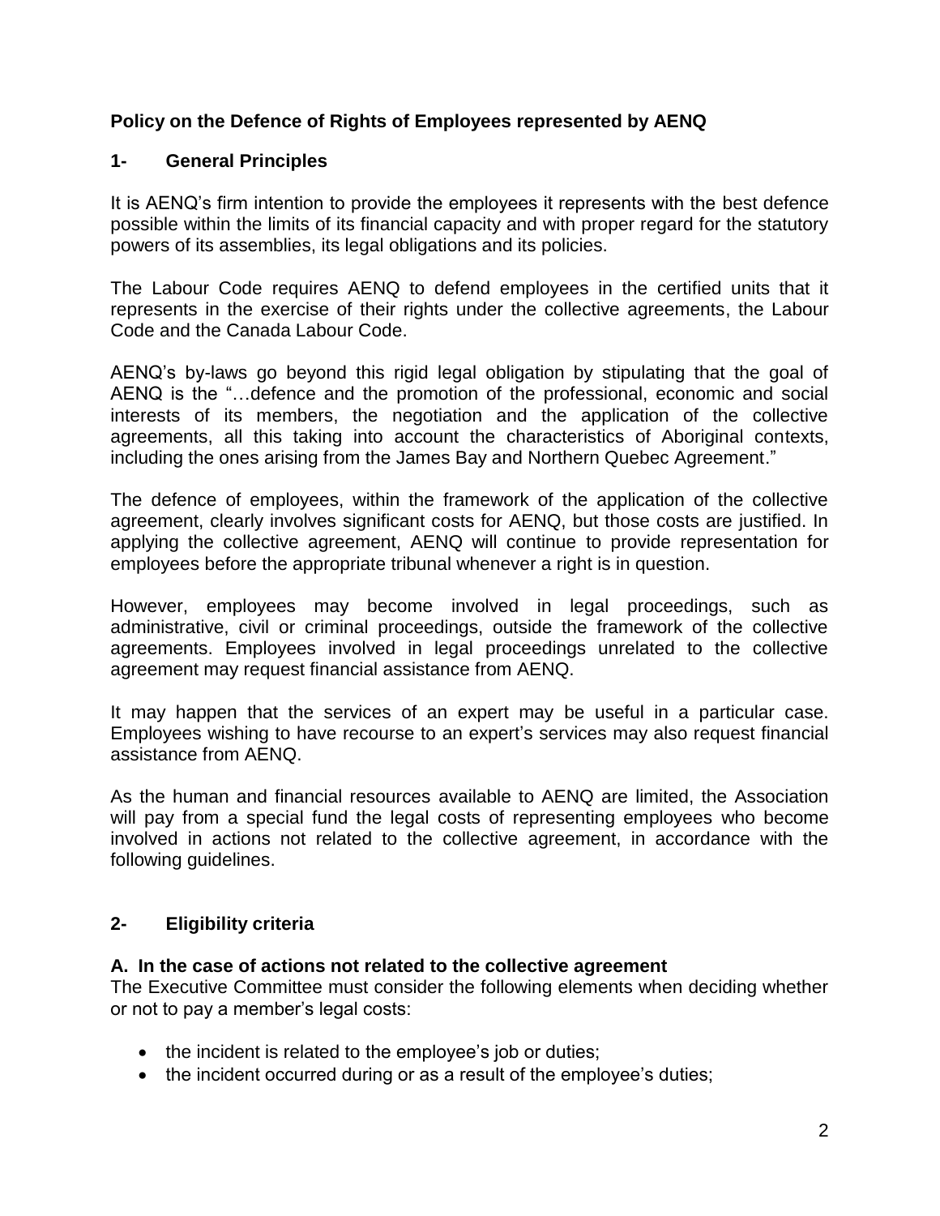**Policy on the Defence of Rights of Employees represented by AENQ**

## 1- General Principles

It is AENQ's firm intention to provide the employees it represents with the best defence possible within the limits of its financial capacity and with proper regard for the statutory powers of its assemblies, its legal obligations and its policies.

The Labour Code requires AENQ to defend employees in the certified units that it represents in the exercise of their rights under the collective agreements, the Labour Code and the Canada Labour Code.

AENQ's by-laws go beyond this rigid legal obligation by stipulating that the goal of AENQ is the "…defence and the promotion of the professional, economic and social interests of its members, the negotiation and the application of the collective agreements, all this taking into account the characteristics of Aboriginal contexts, including the ones arising from the James Bay and Northern Quebec Agreement."

The defence of employees, within the framework of the application of the collective agreement, clearly involves significant costs for AENQ, but those costs are justified. In applying the collective agreement, AENQ will continue to provide representation for employees before the appropriate tribunal whenever a right is in question.

However, employees may become involved in legal proceedings, such as administrative, civil or criminal proceedings, outside the framework of the collective agreements. Employees involved in legal proceedings unrelated to the collective agreement may request financial assistance from AENQ.

It may happen that the services of an expert may be useful in a particular case. Employees wishing to have recourse to an expert's services may also request financial assistance from AENQ.

As the human and financial resources available to AENQ are limited, the Association will pay from a special fund the legal costs of representing employees who become involved in actions not related to the collective agreement, in accordance with the following guidelines.

## 2- Eligibility criteria

### A. In the case of actions not related to the collective agreement

The Executive Committee must consider the following elements when deciding whether or not to pay a member's legal costs:

- the incident is related to the employee's job or duties;
- the incident occurred during or as a result of the employee's duties;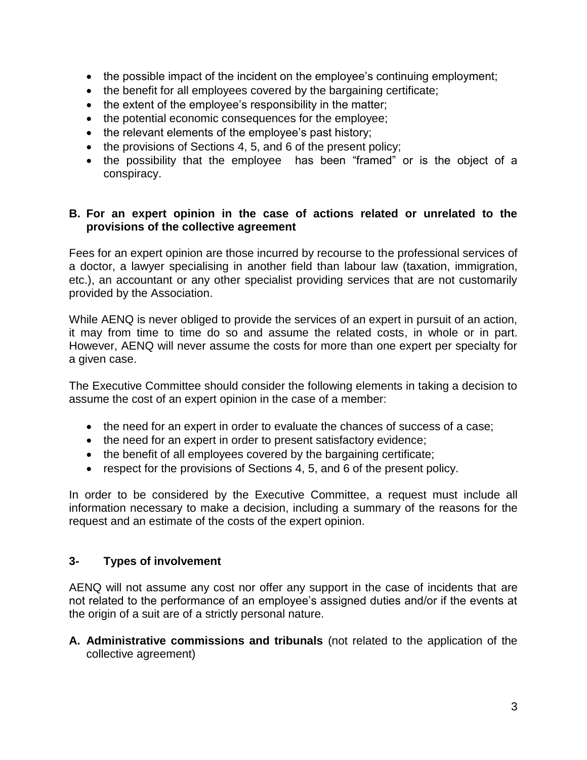- the possible impact of the incident on the employee's continuing employment;
- the benefit for all employees covered by the bargaining certificate;
- the extent of the employee's responsibility in the matter;
- the potential economic consequences for the employee;
- the relevant elements of the employee's past history;
- the provisions of Sections 4, 5, and 6 of the present policy;
- the possibility that the employee has been "framed" or is the object of a conspiracy.

**B. For an expert opinion in the case of actions related or unrelated to the provisions of the collective agreement**

Fees for an expert opinion are those incurred by recourse to the professional services of a doctor, a lawyer specialising in another field than labour law (taxation, immigration, etc.), an accountant or any other specialist providing services that are not customarily provided by the Association.

While AENQ is never obliged to provide the services of an expert in pursuit of an action, it may from time to time do so and assume the related costs, in whole or in part. However, AENQ will never assume the costs for more than one expert per specialty for a given case.

The Executive Committee should consider the following elements in taking a decision to assume the cost of an expert opinion in the case of a member:

- the need for an expert in order to evaluate the chances of success of a case;
- the need for an expert in order to present satisfactory evidence;
- the benefit of all employees covered by the bargaining certificate;
- respect for the provisions of Sections 4, 5, and 6 of the present policy.

In order to be considered by the Executive Committee, a request must include all information necessary to make a decision, including a summary of the reasons for the request and an estimate of the costs of the expert opinion.

## 3- Types of involvement

AENQ will not assume any cost nor offer any support in the case of incidents that are not related to the performance of an employee's assigned duties and/or if the events at the origin of a suit are of a strictly personal nature.

**A. Administrative commissions and tribunals** (not related to the application of the collective agreement)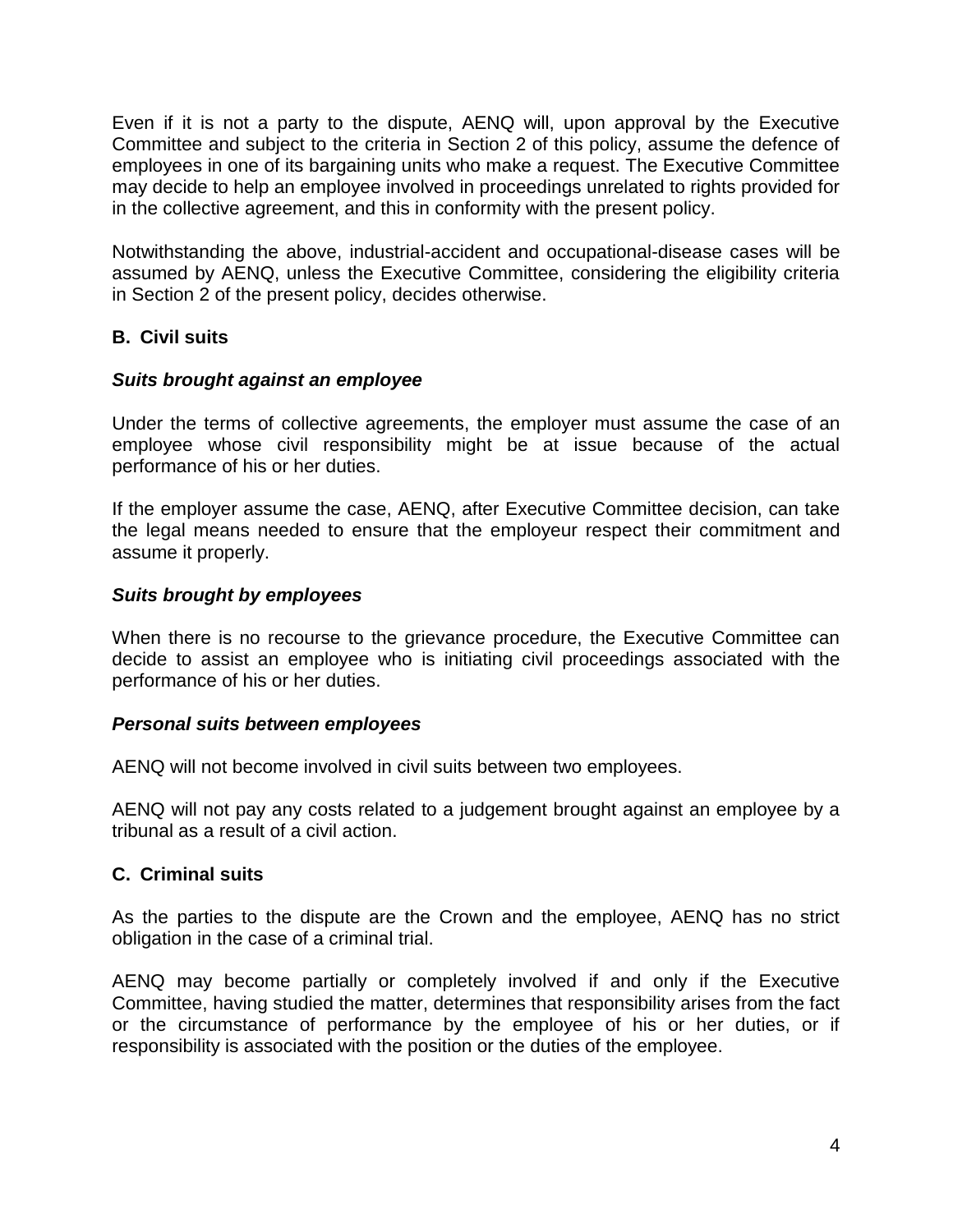Even if it is not a party to the dispute, AENQ will, upon approval by the Executive Committee and subject to the criteria in Section 2 of this policy, assume the defence of employees in one of its bargaining units who make a request. The Executive Committee may decide to help an employee involved in proceedings unrelated to rights provided for in the collective agreement, and this in conformity with the present policy.

Notwithstanding the above, industrial-accident and occupational-disease cases will be assumed by AENQ, unless the Executive Committee, considering the eligibility criteria in Section 2 of the present policy, decides otherwise.

### B. Civil suits

***Suits brought against an employee***

Under the terms of collective agreements, the employer must assume the case of an employee whose civil responsibility might be at issue because of the actual performance of his or her duties.

If the employer assume the case, AENQ, after Executive Committee decision, can take the legal means needed to ensure that the employeur respect their commitment and assume it properly.

***Suits brought by employees***

When there is no recourse to the grievance procedure, the Executive Committee can decide to assist an employee who is initiating civil proceedings associated with the performance of his or her duties.

***Personal suits between employees***

AENQ will not become involved in civil suits between two employees.

AENQ will not pay any costs related to a judgement brought against an employee by a tribunal as a result of a civil action.

### C. Criminal suits

As the parties to the dispute are the Crown and the employee, AENQ has no strict obligation in the case of a criminal trial.

AENQ may become partially or completely involved if and only if the Executive Committee, having studied the matter, determines that responsibility arises from the fact or the circumstance of performance by the employee of his or her duties, or if responsibility is associated with the position or the duties of the employee.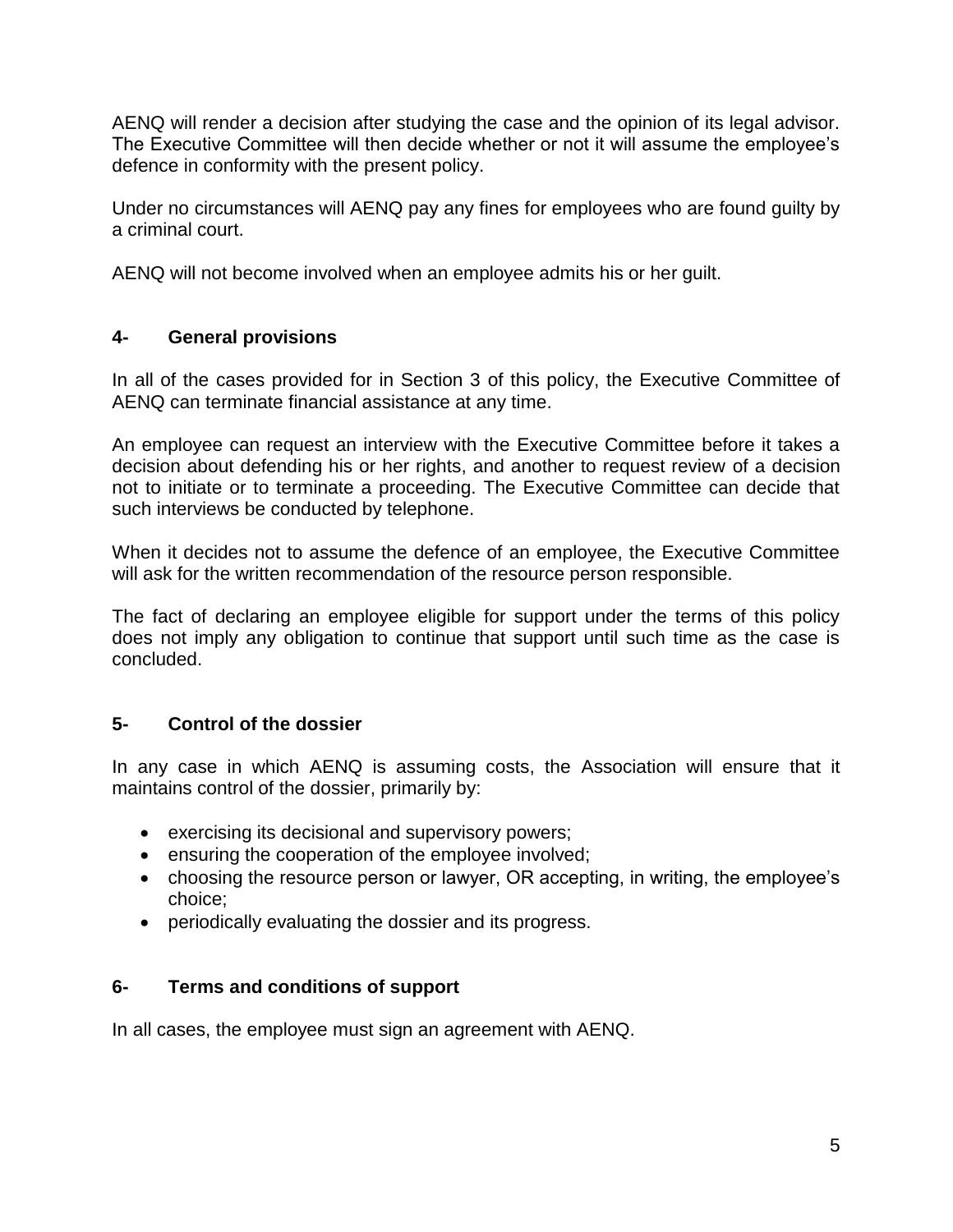AENQ will render a decision after studying the case and the opinion of its legal advisor. The Executive Committee will then decide whether or not it will assume the employee's defence in conformity with the present policy.

Under no circumstances will AENQ pay any fines for employees who are found guilty by a criminal court.

AENQ will not become involved when an employee admits his or her guilt.

## 4- General provisions

In all of the cases provided for in Section 3 of this policy, the Executive Committee of AENQ can terminate financial assistance at any time.

An employee can request an interview with the Executive Committee before it takes a decision about defending his or her rights, and another to request review of a decision not to initiate or to terminate a proceeding. The Executive Committee can decide that such interviews be conducted by telephone.

When it decides not to assume the defence of an employee, the Executive Committee will ask for the written recommendation of the resource person responsible.

The fact of declaring an employee eligible for support under the terms of this policy does not imply any obligation to continue that support until such time as the case is concluded.

## 5- Control of the dossier

In any case in which AENQ is assuming costs, the Association will ensure that it maintains control of the dossier, primarily by:

- exercising its decisional and supervisory powers;
- ensuring the cooperation of the employee involved;
- choosing the resource person or lawyer, OR accepting, in writing, the employee's choice;
- periodically evaluating the dossier and its progress.

## 6- Terms and conditions of support

In all cases, the employee must sign an agreement with AENQ.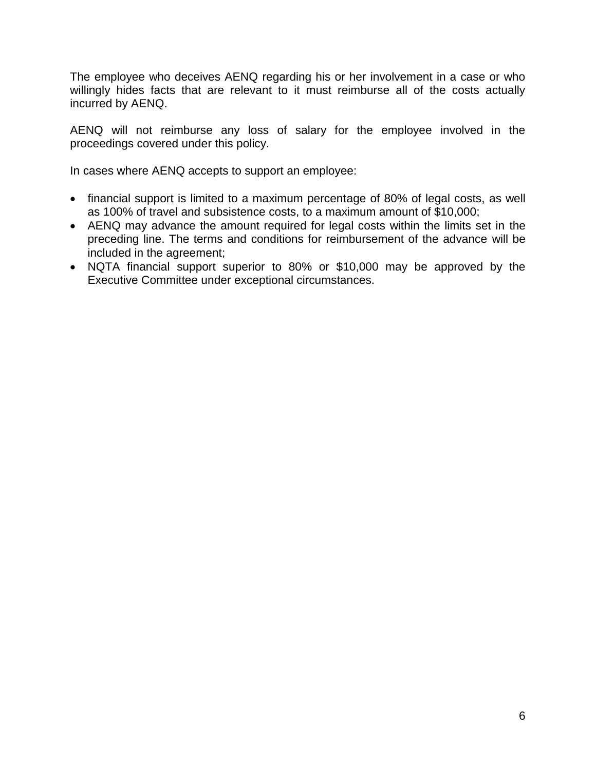The employee who deceives AENQ regarding his or her involvement in a case or who willingly hides facts that are relevant to it must reimburse all of the costs actually incurred by AENQ.

AENQ will not reimburse any loss of salary for the employee involved in the proceedings covered under this policy.

In cases where AENQ accepts to support an employee:

- financial support is limited to a maximum percentage of 80% of legal costs, as well as 100% of travel and subsistence costs, to a maximum amount of $10,000;
- AENQ may advance the amount required for legal costs within the limits set in the preceding line. The terms and conditions for reimbursement of the advance will be included in the agreement;
- NQTA financial support superior to 80% or $10,000 may be approved by the Executive Committee under exceptional circumstances.